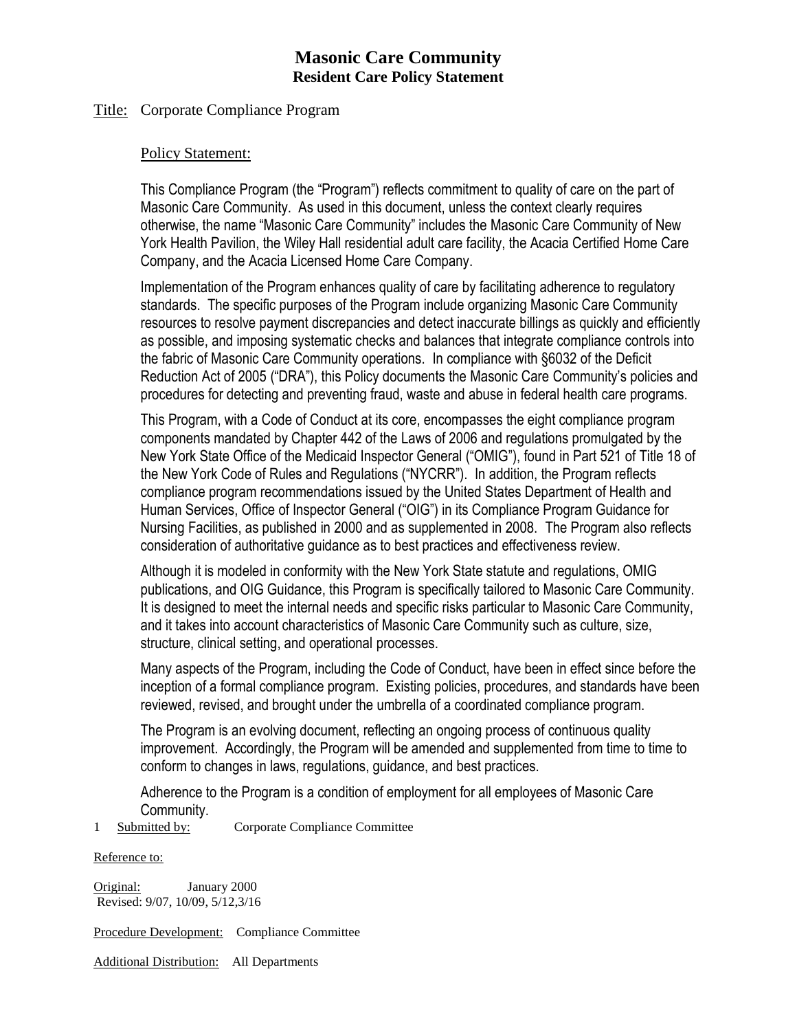# Masonic Care Community

## Resident Care Policy Statement

Title: Corporate Compliance Program

### Policy Statement:

This Compliance Program (the "Program") reflects commitment to quality of care on the part of Masonic Care Community. As used in this document, unless the context clearly requires otherwise, the name "Masonic Care Community" includes the Masonic Care Community of New York Health Pavilion, the Wiley Hall residential adult care facility, the Acacia Certified Home Care Company, and the Acacia Licensed Home Care Company.

Implementation of the Program enhances quality of care by facilitating adherence to regulatory standards. The specific purposes of the Program include organizing Masonic Care Community resources to resolve payment discrepancies and detect inaccurate billings as quickly and efficiently as possible, and imposing systematic checks and balances that integrate compliance controls into the fabric of Masonic Care Community operations. In compliance with §6032 of the Deficit Reduction Act of 2005 ("DRA"), this Policy documents the Masonic Care Community's policies and procedures for detecting and preventing fraud, waste and abuse in federal health care programs.

This Program, with a Code of Conduct at its core, encompasses the eight compliance program components mandated by Chapter 442 of the Laws of 2006 and regulations promulgated by the New York State Office of the Medicaid Inspector General ("OMIG"), found in Part 521 of Title 18 of the New York Code of Rules and Regulations ("NYCRR"). In addition, the Program reflects compliance program recommendations issued by the United States Department of Health and Human Services, Office of Inspector General ("OIG") in its Compliance Program Guidance for Nursing Facilities, as published in 2000 and as supplemented in 2008. The Program also reflects consideration of authoritative guidance as to best practices and effectiveness review.

Although it is modeled in conformity with the New York State statute and regulations, OMIG publications, and OIG Guidance, this Program is specifically tailored to Masonic Care Community. It is designed to meet the internal needs and specific risks particular to Masonic Care Community, and it takes into account characteristics of Masonic Care Community such as culture, size, structure, clinical setting, and operational processes.

Many aspects of the Program, including the Code of Conduct, have been in effect since before the inception of a formal compliance program. Existing policies, procedures, and standards have been reviewed, revised, and brought under the umbrella of a coordinated compliance program.

The Program is an evolving document, reflecting an ongoing process of continuous quality improvement. Accordingly, the Program will be amended and supplemented from time to time to conform to changes in laws, regulations, guidance, and best practices.

Adherence to the Program is a condition of employment for all employees of Masonic Care Community.

1 Submitted by: Corporate Compliance Committee

Reference to:

Original: January 2000
Revised: 9/07, 10/09, 5/12,3/16

Procedure Development: Compliance Committee

Additional Distribution: All Departments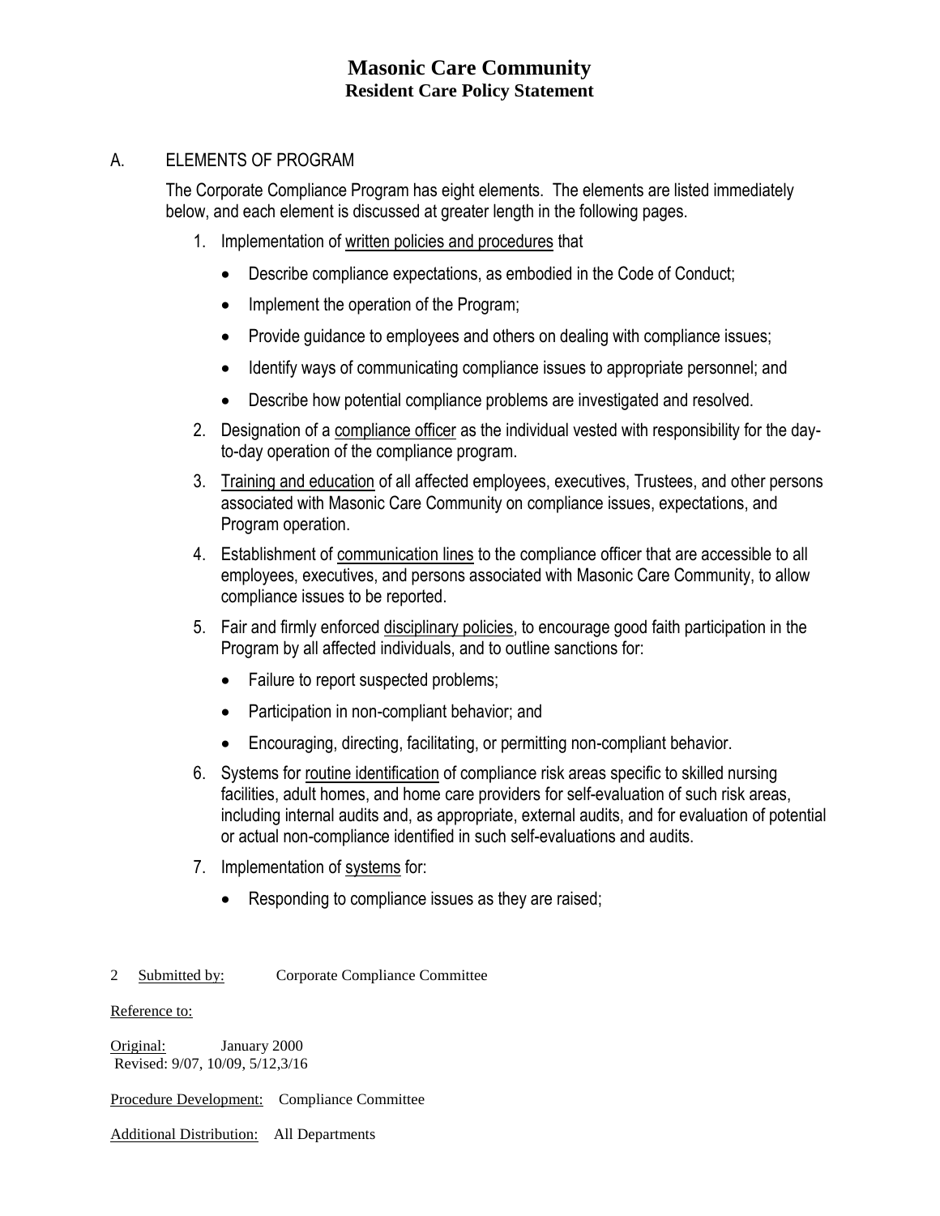## A. ELEMENTS OF PROGRAM

The Corporate Compliance Program has eight elements. The elements are listed immediately below, and each element is discussed at greater length in the following pages.

1. Implementation of written policies and procedures that
   - Describe compliance expectations, as embodied in the Code of Conduct;
   - Implement the operation of the Program;
   - Provide guidance to employees and others on dealing with compliance issues;
   - Identify ways of communicating compliance issues to appropriate personnel; and
   - Describe how potential compliance problems are investigated and resolved.
2. Designation of a compliance officer as the individual vested with responsibility for the day-to-day operation of the compliance program.
3. Training and education of all affected employees, executives, Trustees, and other persons associated with Masonic Care Community on compliance issues, expectations, and Program operation.
4. Establishment of communication lines to the compliance officer that are accessible to all employees, executives, and persons associated with Masonic Care Community, to allow compliance issues to be reported.
5. Fair and firmly enforced disciplinary policies, to encourage good faith participation in the Program by all affected individuals, and to outline sanctions for:
   - Failure to report suspected problems;
   - Participation in non-compliant behavior; and
   - Encouraging, directing, facilitating, or permitting non-compliant behavior.
6. Systems for routine identification of compliance risk areas specific to skilled nursing facilities, adult homes, and home care providers for self-evaluation of such risk areas, including internal audits and, as appropriate, external audits, and for evaluation of potential or actual non-compliance identified in such self-evaluations and audits.
7. Implementation of systems for:
   - Responding to compliance issues as they are raised;

Submitted by: Corporate Compliance Committee

Reference to:

Original: January 2000
Revised: 9/07, 10/09, 5/12,3/16

Procedure Development: Compliance Committee

Additional Distribution: All Departments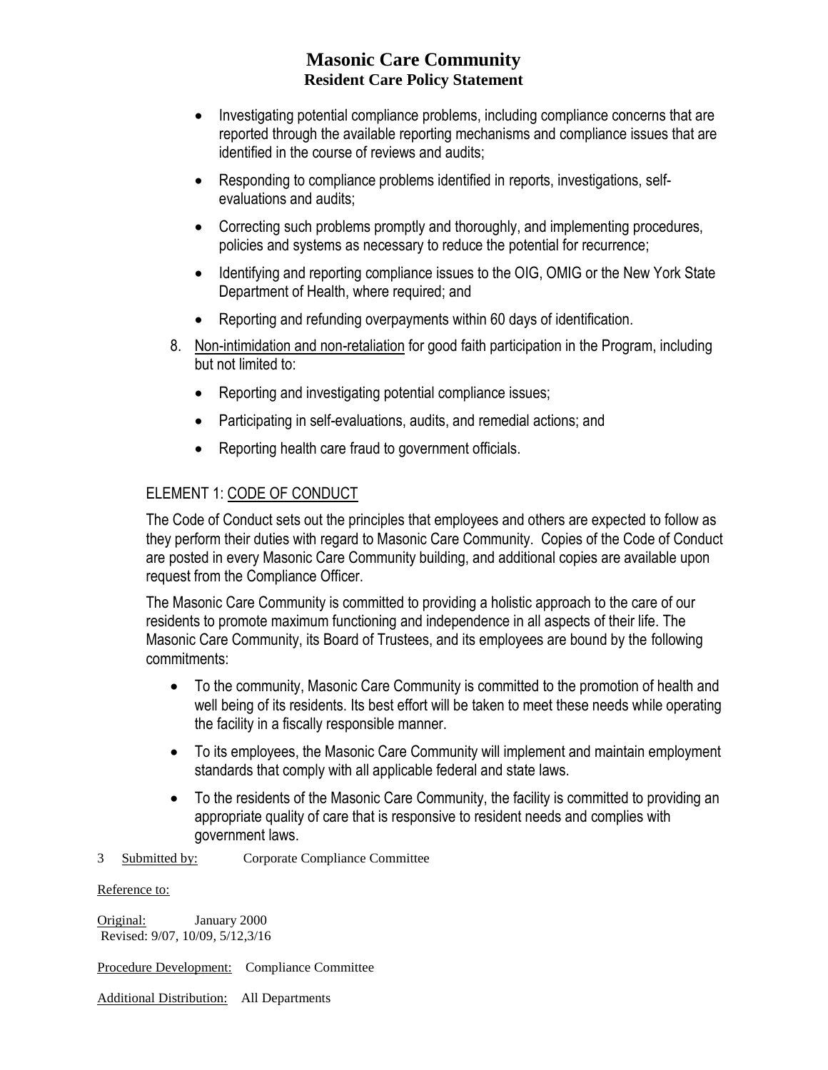- Investigating potential compliance problems, including compliance concerns that are reported through the available reporting mechanisms and compliance issues that are identified in the course of reviews and audits;
- Responding to compliance problems identified in reports, investigations, self-evaluations and audits;
- Correcting such problems promptly and thoroughly, and implementing procedures, policies and systems as necessary to reduce the potential for recurrence;
- Identifying and reporting compliance issues to the OIG, OMIG or the New York State Department of Health, where required; and
- Reporting and refunding overpayments within 60 days of identification.

8. Non-intimidation and non-retaliation for good faith participation in the Program, including but not limited to:
   - Reporting and investigating potential compliance issues;
   - Participating in self-evaluations, audits, and remedial actions; and
   - Reporting health care fraud to government officials.

## ELEMENT 1: CODE OF CONDUCT

The Code of Conduct sets out the principles that employees and others are expected to follow as they perform their duties with regard to Masonic Care Community. Copies of the Code of Conduct are posted in every Masonic Care Community building, and additional copies are available upon request from the Compliance Officer.

The Masonic Care Community is committed to providing a holistic approach to the care of our residents to promote maximum functioning and independence in all aspects of their life. The Masonic Care Community, its Board of Trustees, and its employees are bound by the following commitments:

- To the community, Masonic Care Community is committed to the promotion of health and well being of its residents. Its best effort will be taken to meet these needs while operating the facility in a fiscally responsible manner.
- To its employees, the Masonic Care Community will implement and maintain employment standards that comply with all applicable federal and state laws.
- To the residents of the Masonic Care Community, the facility is committed to providing an appropriate quality of care that is responsive to resident needs and complies with government laws.

Submitted by: Corporate Compliance Committee

Reference to:

Original: January 2000
Revised: 9/07, 10/09, 5/12,3/16

Procedure Development: Compliance Committee

Additional Distribution: All Departments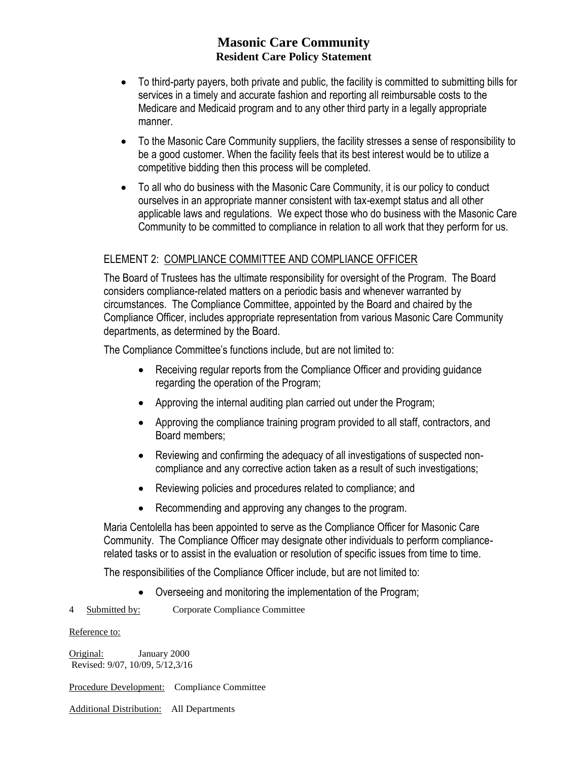- To third-party payers, both private and public, the facility is committed to submitting bills for services in a timely and accurate fashion and reporting all reimbursable costs to the Medicare and Medicaid program and to any other third party in a legally appropriate manner.
- To the Masonic Care Community suppliers, the facility stresses a sense of responsibility to be a good customer. When the facility feels that its best interest would be to utilize a competitive bidding then this process will be completed.
- To all who do business with the Masonic Care Community, it is our policy to conduct ourselves in an appropriate manner consistent with tax-exempt status and all other applicable laws and regulations. We expect those who do business with the Masonic Care Community to be committed to compliance in relation to all work that they perform for us.

## ELEMENT 2: COMPLIANCE COMMITTEE AND COMPLIANCE OFFICER

The Board of Trustees has the ultimate responsibility for oversight of the Program. The Board considers compliance-related matters on a periodic basis and whenever warranted by circumstances. The Compliance Committee, appointed by the Board and chaired by the Compliance Officer, includes appropriate representation from various Masonic Care Community departments, as determined by the Board.

The Compliance Committee's functions include, but are not limited to:

- Receiving regular reports from the Compliance Officer and providing guidance regarding the operation of the Program;
- Approving the internal auditing plan carried out under the Program;
- Approving the compliance training program provided to all staff, contractors, and Board members;
- Reviewing and confirming the adequacy of all investigations of suspected non-compliance and any corrective action taken as a result of such investigations;
- Reviewing policies and procedures related to compliance; and
- Recommending and approving any changes to the program.

Maria Centolella has been appointed to serve as the Compliance Officer for Masonic Care Community. The Compliance Officer may designate other individuals to perform compliance-related tasks or to assist in the evaluation or resolution of specific issues from time to time.

The responsibilities of the Compliance Officer include, but are not limited to:

- Overseeing and monitoring the implementation of the Program;

Submitted by: Corporate Compliance Committee

Reference to:

Original: January 2000
Revised: 9/07, 10/09, 5/12,3/16

Procedure Development: Compliance Committee

Additional Distribution: All Departments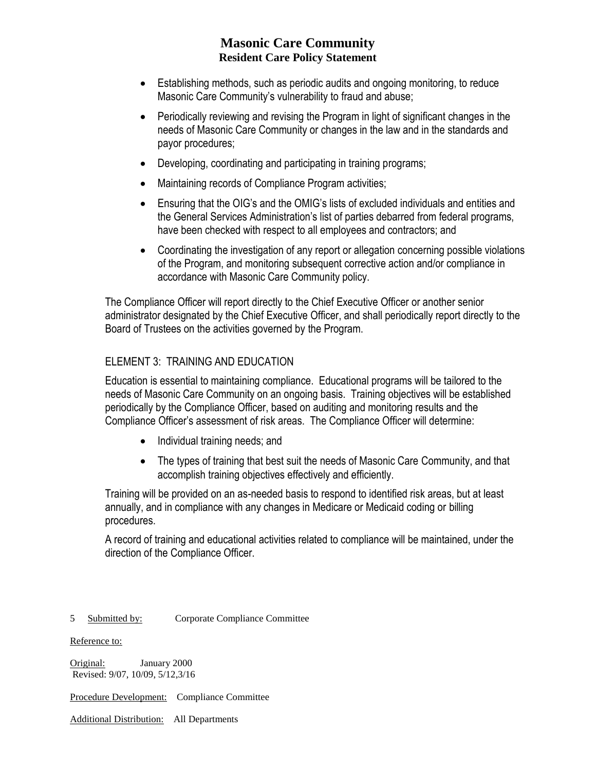- Establishing methods, such as periodic audits and ongoing monitoring, to reduce Masonic Care Community's vulnerability to fraud and abuse;
- Periodically reviewing and revising the Program in light of significant changes in the needs of Masonic Care Community or changes in the law and in the standards and payor procedures;
- Developing, coordinating and participating in training programs;
- Maintaining records of Compliance Program activities;
- Ensuring that the OIG's and the OMIG's lists of excluded individuals and entities and the General Services Administration's list of parties debarred from federal programs, have been checked with respect to all employees and contractors; and
- Coordinating the investigation of any report or allegation concerning possible violations of the Program, and monitoring subsequent corrective action and/or compliance in accordance with Masonic Care Community policy.

The Compliance Officer will report directly to the Chief Executive Officer or another senior administrator designated by the Chief Executive Officer, and shall periodically report directly to the Board of Trustees on the activities governed by the Program.

## ELEMENT 3: TRAINING AND EDUCATION

Education is essential to maintaining compliance. Educational programs will be tailored to the needs of Masonic Care Community on an ongoing basis. Training objectives will be established periodically by the Compliance Officer, based on auditing and monitoring results and the Compliance Officer's assessment of risk areas. The Compliance Officer will determine:

- Individual training needs; and
- The types of training that best suit the needs of Masonic Care Community, and that accomplish training objectives effectively and efficiently.

Training will be provided on an as-needed basis to respond to identified risk areas, but at least annually, and in compliance with any changes in Medicare or Medicaid coding or billing procedures.

A record of training and educational activities related to compliance will be maintained, under the direction of the Compliance Officer.

Submitted by: Corporate Compliance Committee

Reference to:

Original: January 2000
Revised: 9/07, 10/09, 5/12,3/16

Procedure Development: Compliance Committee

Additional Distribution: All Departments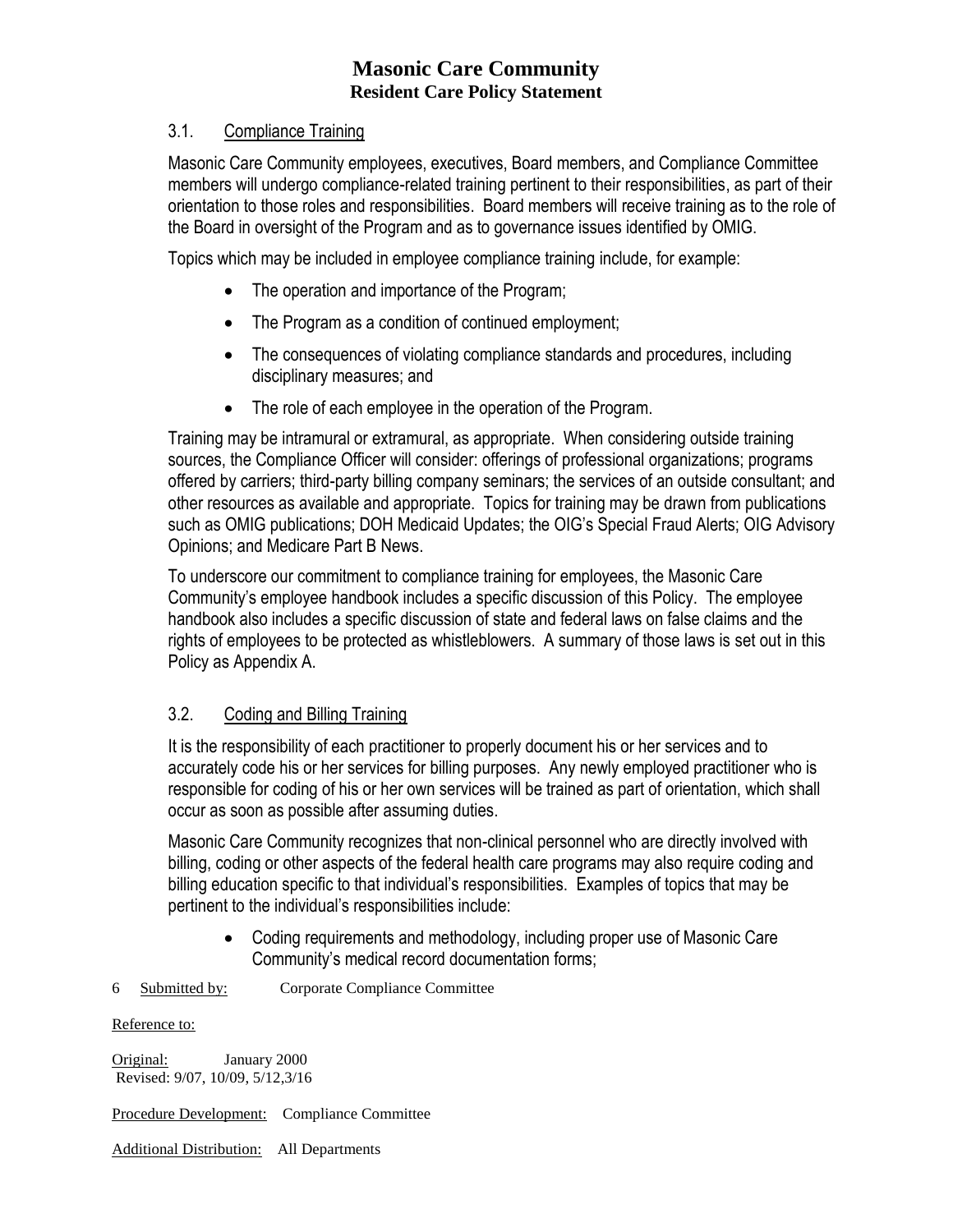### 3.1. Compliance Training

Masonic Care Community employees, executives, Board members, and Compliance Committee members will undergo compliance-related training pertinent to their responsibilities, as part of their orientation to those roles and responsibilities. Board members will receive training as to the role of the Board in oversight of the Program and as to governance issues identified by OMIG.

Topics which may be included in employee compliance training include, for example:

- The operation and importance of the Program;
- The Program as a condition of continued employment;
- The consequences of violating compliance standards and procedures, including disciplinary measures; and
- The role of each employee in the operation of the Program.

Training may be intramural or extramural, as appropriate. When considering outside training sources, the Compliance Officer will consider: offerings of professional organizations; programs offered by carriers; third-party billing company seminars; the services of an outside consultant; and other resources as available and appropriate. Topics for training may be drawn from publications such as OMIG publications; DOH Medicaid Updates; the OIG's Special Fraud Alerts; OIG Advisory Opinions; and Medicare Part B News.

To underscore our commitment to compliance training for employees, the Masonic Care Community's employee handbook includes a specific discussion of this Policy. The employee handbook also includes a specific discussion of state and federal laws on false claims and the rights of employees to be protected as whistleblowers. A summary of those laws is set out in this Policy as Appendix A.

### 3.2. Coding and Billing Training

It is the responsibility of each practitioner to properly document his or her services and to accurately code his or her services for billing purposes. Any newly employed practitioner who is responsible for coding of his or her own services will be trained as part of orientation, which shall occur as soon as possible after assuming duties.

Masonic Care Community recognizes that non-clinical personnel who are directly involved with billing, coding or other aspects of the federal health care programs may also require coding and billing education specific to that individual's responsibilities. Examples of topics that may be pertinent to the individual's responsibilities include:

- Coding requirements and methodology, including proper use of Masonic Care Community's medical record documentation forms;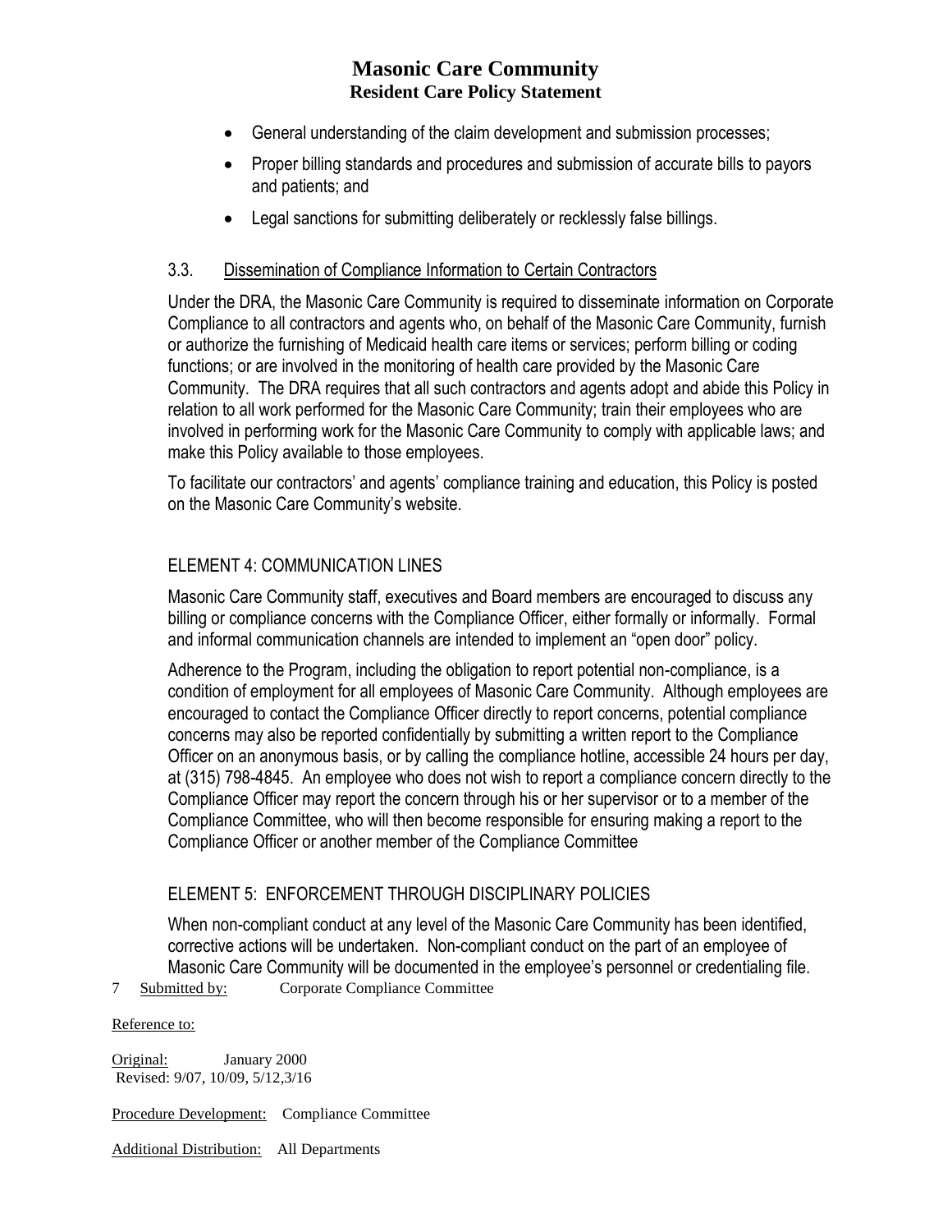- General understanding of the claim development and submission processes;
- Proper billing standards and procedures and submission of accurate bills to payors and patients; and
- Legal sanctions for submitting deliberately or recklessly false billings.

### 3.3. Dissemination of Compliance Information to Certain Contractors

Under the DRA, the Masonic Care Community is required to disseminate information on Corporate Compliance to all contractors and agents who, on behalf of the Masonic Care Community, furnish or authorize the furnishing of Medicaid health care items or services; perform billing or coding functions; or are involved in the monitoring of health care provided by the Masonic Care Community. The DRA requires that all such contractors and agents adopt and abide this Policy in relation to all work performed for the Masonic Care Community; train their employees who are involved in performing work for the Masonic Care Community to comply with applicable laws; and make this Policy available to those employees.

To facilitate our contractors' and agents' compliance training and education, this Policy is posted on the Masonic Care Community's website.

## ELEMENT 4: COMMUNICATION LINES

Masonic Care Community staff, executives and Board members are encouraged to discuss any billing or compliance concerns with the Compliance Officer, either formally or informally. Formal and informal communication channels are intended to implement an "open door" policy.

Adherence to the Program, including the obligation to report potential non-compliance, is a condition of employment for all employees of Masonic Care Community. Although employees are encouraged to contact the Compliance Officer directly to report concerns, potential compliance concerns may also be reported confidentially by submitting a written report to the Compliance Officer on an anonymous basis, or by calling the compliance hotline, accessible 24 hours per day, at (315) 798-4845. An employee who does not wish to report a compliance concern directly to the Compliance Officer may report the concern through his or her supervisor or to a member of the Compliance Committee, who will then become responsible for ensuring making a report to the Compliance Officer or another member of the Compliance Committee

## ELEMENT 5: ENFORCEMENT THROUGH DISCIPLINARY POLICIES

When non-compliant conduct at any level of the Masonic Care Community has been identified, corrective actions will be undertaken. Non-compliant conduct on the part of an employee of Masonic Care Community will be documented in the employee's personnel or credentialing file.

Submitted by: Corporate Compliance Committee

Reference to:

Original: January 2000
Revised: 9/07, 10/09, 5/12,3/16

Procedure Development: Compliance Committee

Additional Distribution: All Departments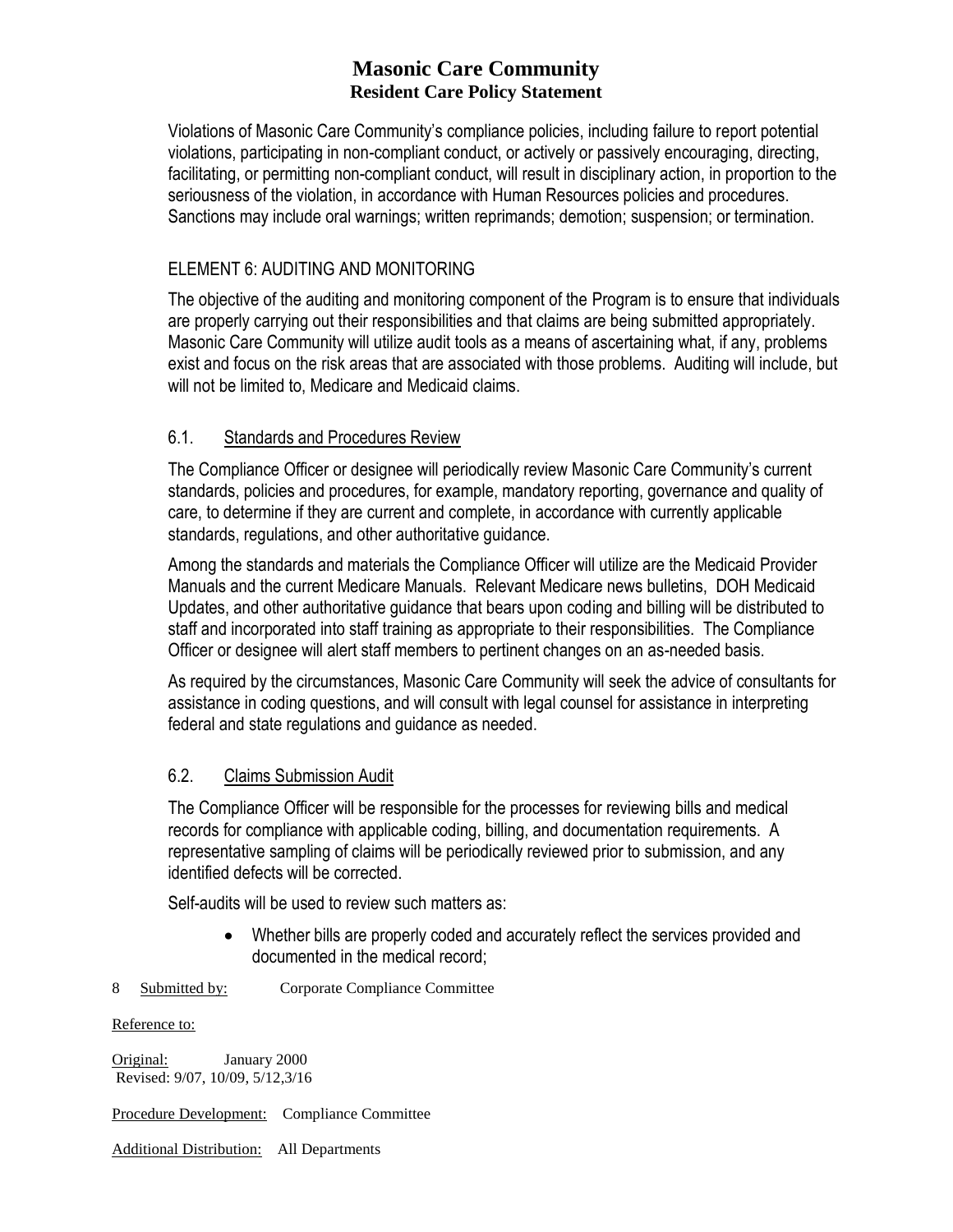Violations of Masonic Care Community's compliance policies, including failure to report potential violations, participating in non-compliant conduct, or actively or passively encouraging, directing, facilitating, or permitting non-compliant conduct, will result in disciplinary action, in proportion to the seriousness of the violation, in accordance with Human Resources policies and procedures. Sanctions may include oral warnings; written reprimands; demotion; suspension; or termination.

## ELEMENT 6: AUDITING AND MONITORING

The objective of the auditing and monitoring component of the Program is to ensure that individuals are properly carrying out their responsibilities and that claims are being submitted appropriately. Masonic Care Community will utilize audit tools as a means of ascertaining what, if any, problems exist and focus on the risk areas that are associated with those problems. Auditing will include, but will not be limited to, Medicare and Medicaid claims.

### 6.1. Standards and Procedures Review

The Compliance Officer or designee will periodically review Masonic Care Community's current standards, policies and procedures, for example, mandatory reporting, governance and quality of care, to determine if they are current and complete, in accordance with currently applicable standards, regulations, and other authoritative guidance.

Among the standards and materials the Compliance Officer will utilize are the Medicaid Provider Manuals and the current Medicare Manuals. Relevant Medicare news bulletins, DOH Medicaid Updates, and other authoritative guidance that bears upon coding and billing will be distributed to staff and incorporated into staff training as appropriate to their responsibilities. The Compliance Officer or designee will alert staff members to pertinent changes on an as-needed basis.

As required by the circumstances, Masonic Care Community will seek the advice of consultants for assistance in coding questions, and will consult with legal counsel for assistance in interpreting federal and state regulations and guidance as needed.

### 6.2. Claims Submission Audit

The Compliance Officer will be responsible for the processes for reviewing bills and medical records for compliance with applicable coding, billing, and documentation requirements. A representative sampling of claims will be periodically reviewed prior to submission, and any identified defects will be corrected.

Self-audits will be used to review such matters as:

- Whether bills are properly coded and accurately reflect the services provided and documented in the medical record;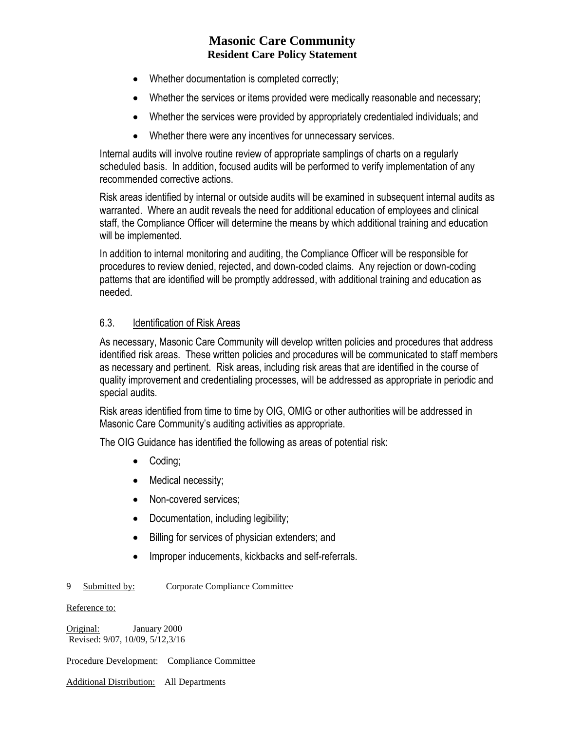- Whether documentation is completed correctly;
- Whether the services or items provided were medically reasonable and necessary;
- Whether the services were provided by appropriately credentialed individuals; and
- Whether there were any incentives for unnecessary services.

Internal audits will involve routine review of appropriate samplings of charts on a regularly scheduled basis. In addition, focused audits will be performed to verify implementation of any recommended corrective actions.

Risk areas identified by internal or outside audits will be examined in subsequent internal audits as warranted. Where an audit reveals the need for additional education of employees and clinical staff, the Compliance Officer will determine the means by which additional training and education will be implemented.

In addition to internal monitoring and auditing, the Compliance Officer will be responsible for procedures to review denied, rejected, and down-coded claims. Any rejection or down-coding patterns that are identified will be promptly addressed, with additional training and education as needed.

### 6.3. Identification of Risk Areas

As necessary, Masonic Care Community will develop written policies and procedures that address identified risk areas. These written policies and procedures will be communicated to staff members as necessary and pertinent. Risk areas, including risk areas that are identified in the course of quality improvement and credentialing processes, will be addressed as appropriate in periodic and special audits.

Risk areas identified from time to time by OIG, OMIG or other authorities will be addressed in Masonic Care Community's auditing activities as appropriate.

The OIG Guidance has identified the following as areas of potential risk:

- Coding;
- Medical necessity;
- Non-covered services;
- Documentation, including legibility;
- Billing for services of physician extenders; and
- Improper inducements, kickbacks and self-referrals.

Submitted by: Corporate Compliance Committee

Reference to:

Original: January 2000
Revised: 9/07, 10/09, 5/12,3/16

Procedure Development: Compliance Committee

Additional Distribution: All Departments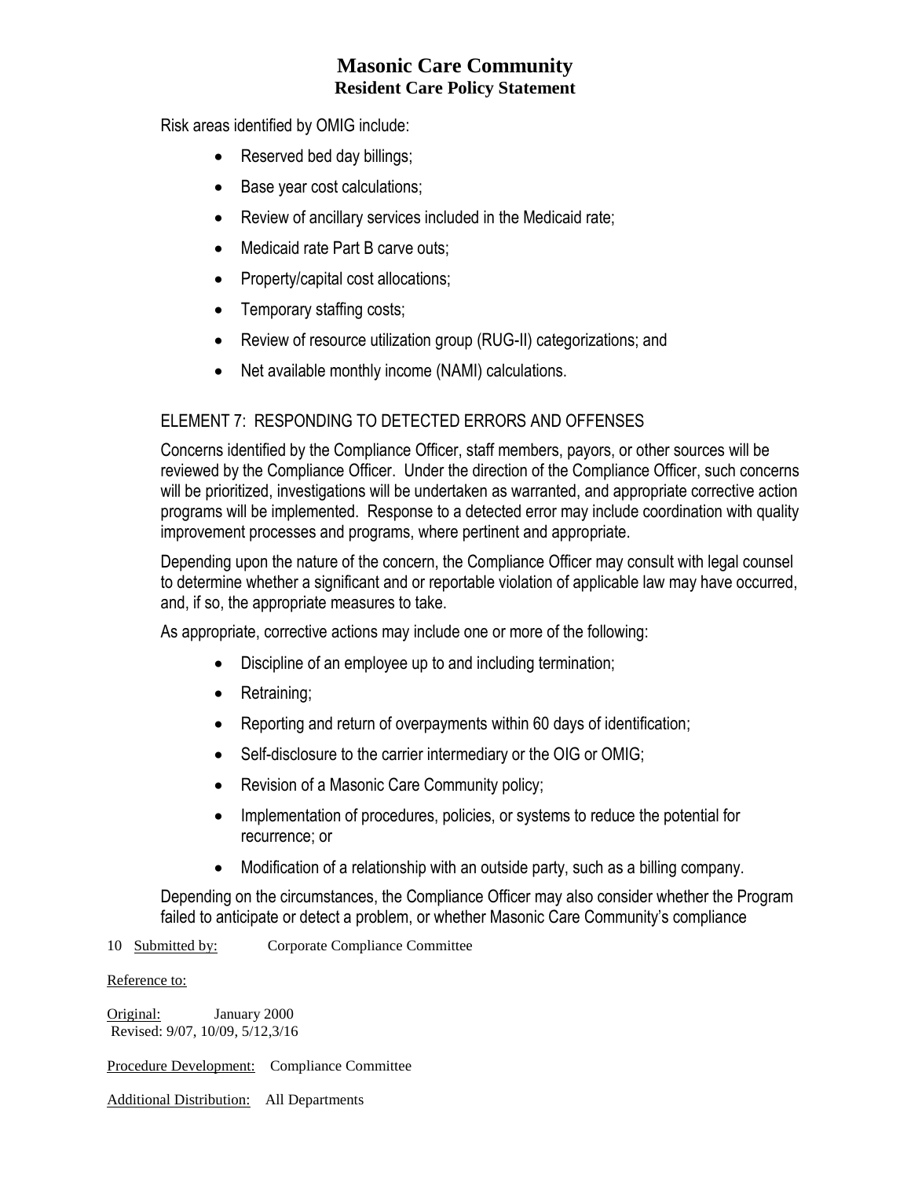Risk areas identified by OMIG include:

- Reserved bed day billings;
- Base year cost calculations;
- Review of ancillary services included in the Medicaid rate;
- Medicaid rate Part B carve outs;
- Property/capital cost allocations;
- Temporary staffing costs;
- Review of resource utilization group (RUG-II) categorizations; and
- Net available monthly income (NAMI) calculations.

## ELEMENT 7: RESPONDING TO DETECTED ERRORS AND OFFENSES

Concerns identified by the Compliance Officer, staff members, payors, or other sources will be reviewed by the Compliance Officer. Under the direction of the Compliance Officer, such concerns will be prioritized, investigations will be undertaken as warranted, and appropriate corrective action programs will be implemented. Response to a detected error may include coordination with quality improvement processes and programs, where pertinent and appropriate.

Depending upon the nature of the concern, the Compliance Officer may consult with legal counsel to determine whether a significant and or reportable violation of applicable law may have occurred, and, if so, the appropriate measures to take.

As appropriate, corrective actions may include one or more of the following:

- Discipline of an employee up to and including termination;
- Retraining;
- Reporting and return of overpayments within 60 days of identification;
- Self-disclosure to the carrier intermediary or the OIG or OMIG;
- Revision of a Masonic Care Community policy;
- Implementation of procedures, policies, or systems to reduce the potential for recurrence; or
- Modification of a relationship with an outside party, such as a billing company.

Depending on the circumstances, the Compliance Officer may also consider whether the Program failed to anticipate or detect a problem, or whether Masonic Care Community's compliance

Submitted by: Corporate Compliance Committee

Reference to:

Original: January 2000
Revised: 9/07, 10/09, 5/12,3/16

Procedure Development: Compliance Committee

Additional Distribution: All Departments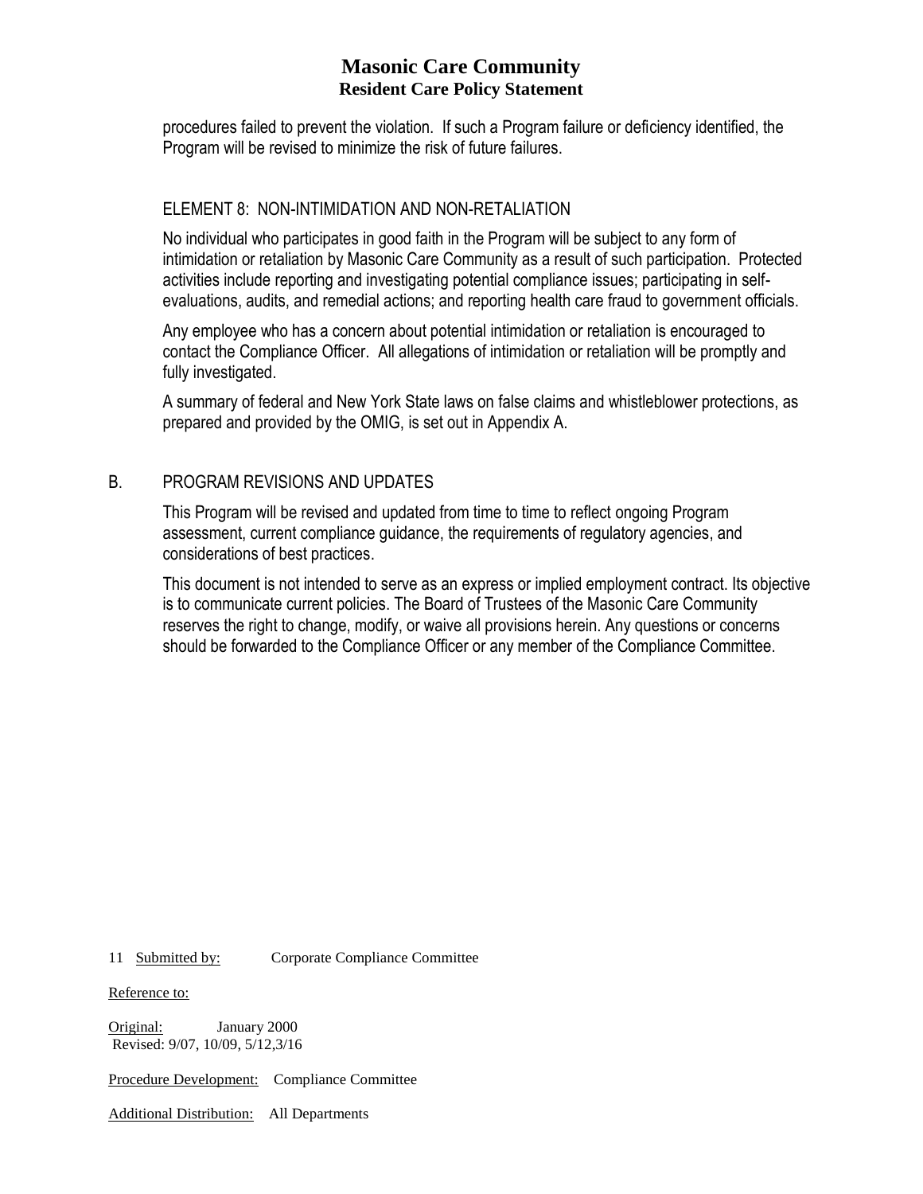procedures failed to prevent the violation. If such a Program failure or deficiency identified, the Program will be revised to minimize the risk of future failures.

### ELEMENT 8: NON-INTIMIDATION AND NON-RETALIATION

No individual who participates in good faith in the Program will be subject to any form of intimidation or retaliation by Masonic Care Community as a result of such participation. Protected activities include reporting and investigating potential compliance issues; participating in self-evaluations, audits, and remedial actions; and reporting health care fraud to government officials.

Any employee who has a concern about potential intimidation or retaliation is encouraged to contact the Compliance Officer. All allegations of intimidation or retaliation will be promptly and fully investigated.

A summary of federal and New York State laws on false claims and whistleblower protections, as prepared and provided by the OMIG, is set out in Appendix A.

## B. PROGRAM REVISIONS AND UPDATES

This Program will be revised and updated from time to time to reflect ongoing Program assessment, current compliance guidance, the requirements of regulatory agencies, and considerations of best practices.

This document is not intended to serve as an express or implied employment contract. Its objective is to communicate current policies. The Board of Trustees of the Masonic Care Community reserves the right to change, modify, or waive all provisions herein. Any questions or concerns should be forwarded to the Compliance Officer or any member of the Compliance Committee.

<u>Submitted by:</u> Corporate Compliance Committee

<u>Reference to:</u>

<u>Original:</u> January 2000
Revised: 9/07, 10/09, 5/12,3/16

<u>Procedure Development:</u> Compliance Committee

<u>Additional Distribution:</u> All Departments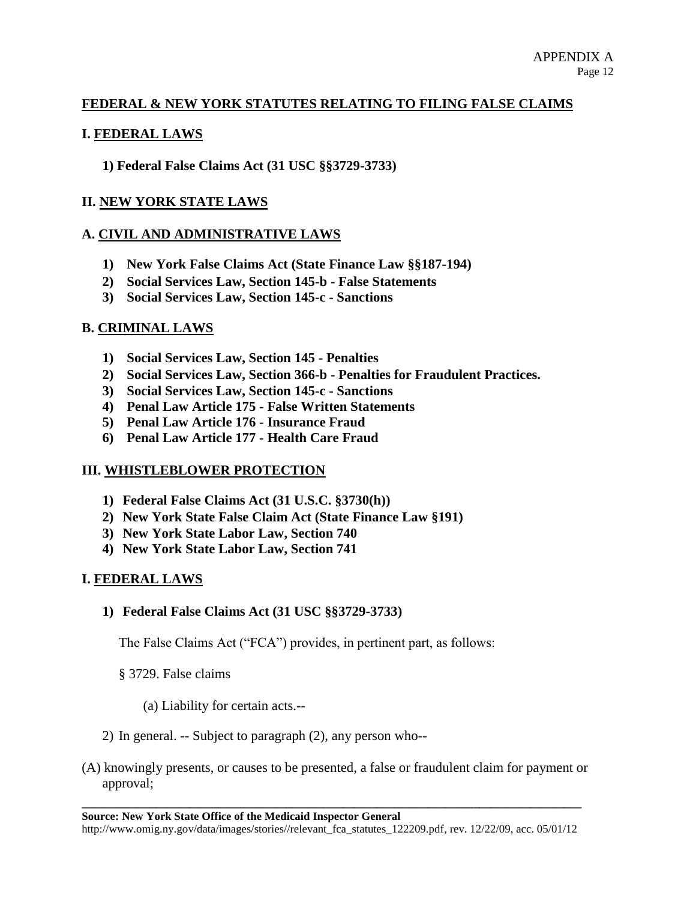## FEDERAL & NEW YORK STATUTES RELATING TO FILING FALSE CLAIMS

### I. FEDERAL LAWS

**1) Federal False Claims Act (31 USC §§3729-3733)**

### II. NEW YORK STATE LAWS

### A. CIVIL AND ADMINISTRATIVE LAWS

1) **New York False Claims Act (State Finance Law §§187-194)**
2) **Social Services Law, Section 145-b - False Statements**
3) **Social Services Law, Section 145-c - Sanctions**

### B. CRIMINAL LAWS

1) **Social Services Law, Section 145 - Penalties**
2) **Social Services Law, Section 366-b - Penalties for Fraudulent Practices.**
3) **Social Services Law, Section 145-c - Sanctions**
4) **Penal Law Article 175 - False Written Statements**
5) **Penal Law Article 176 - Insurance Fraud**
6) **Penal Law Article 177 - Health Care Fraud**

### III. WHISTLEBLOWER PROTECTION

1) **Federal False Claims Act (31 U.S.C. §3730(h))**
2) **New York State False Claim Act (State Finance Law §191)**
3) **New York State Labor Law, Section 740**
4) **New York State Labor Law, Section 741**

### I. FEDERAL LAWS

**1) Federal False Claims Act (31 USC §§3729-3733)**

The False Claims Act ("FCA") provides, in pertinent part, as follows:

§ 3729. False claims

(a) Liability for certain acts.--

2) In general. -- Subject to paragraph (2), any person who--

(A) knowingly presents, or causes to be presented, a false or fraudulent claim for payment or approval;

**Source: New York State Office of the Medicaid Inspector General**
http://www.omig.ny.gov/data/images/stories//relevant_fca_statutes_122209.pdf, rev. 12/22/09, acc. 05/01/12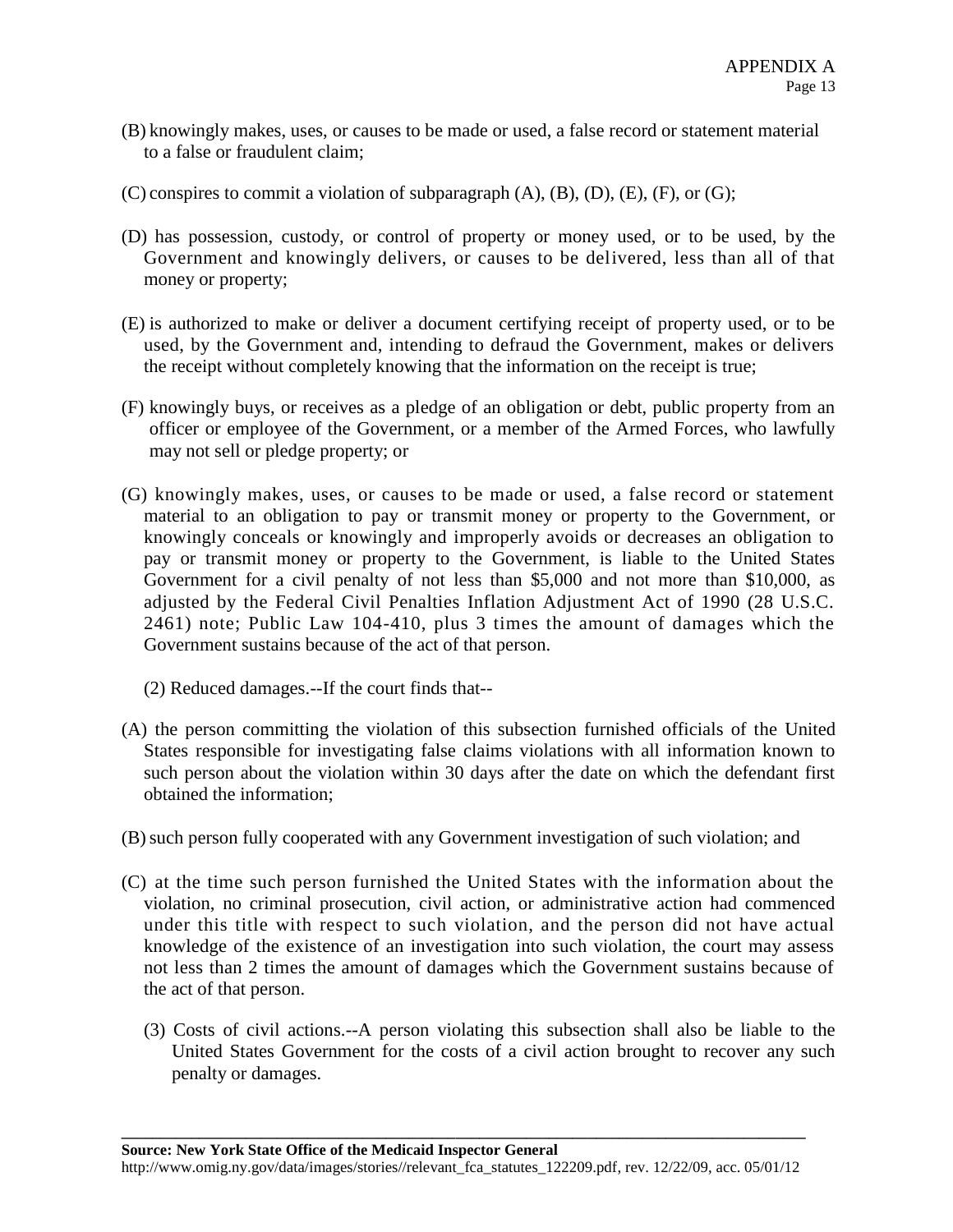(B) knowingly makes, uses, or causes to be made or used, a false record or statement material to a false or fraudulent claim;

(C) conspires to commit a violation of subparagraph (A), (B), (D), (E), (F), or (G);

(D) has possession, custody, or control of property or money used, or to be used, by the Government and knowingly delivers, or causes to be delivered, less than all of that money or property;

(E) is authorized to make or deliver a document certifying receipt of property used, or to be used, by the Government and, intending to defraud the Government, makes or delivers the receipt without completely knowing that the information on the receipt is true;

(F) knowingly buys, or receives as a pledge of an obligation or debt, public property from an officer or employee of the Government, or a member of the Armed Forces, who lawfully may not sell or pledge property; or

(G) knowingly makes, uses, or causes to be made or used, a false record or statement material to an obligation to pay or transmit money or property to the Government, or knowingly conceals or knowingly and improperly avoids or decreases an obligation to pay or transmit money or property to the Government, is liable to the United States Government for a civil penalty of not less than $5,000 and not more than $10,000, as adjusted by the Federal Civil Penalties Inflation Adjustment Act of 1990 (28 U.S.C. 2461) note; Public Law 104-410, plus 3 times the amount of damages which the Government sustains because of the act of that person.

(2) Reduced damages.--If the court finds that--

(A) the person committing the violation of this subsection furnished officials of the United States responsible for investigating false claims violations with all information known to such person about the violation within 30 days after the date on which the defendant first obtained the information;

(B) such person fully cooperated with any Government investigation of such violation; and

(C) at the time such person furnished the United States with the information about the violation, no criminal prosecution, civil action, or administrative action had commenced under this title with respect to such violation, and the person did not have actual knowledge of the existence of an investigation into such violation, the court may assess not less than 2 times the amount of damages which the Government sustains because of the act of that person.

(3) Costs of civil actions.--A person violating this subsection shall also be liable to the United States Government for the costs of a civil action brought to recover any such penalty or damages.

**Source: New York State Office of the Medicaid Inspector General**
http://www.omig.ny.gov/data/images/stories//relevant_fca_statutes_122209.pdf, rev. 12/22/09, acc. 05/01/12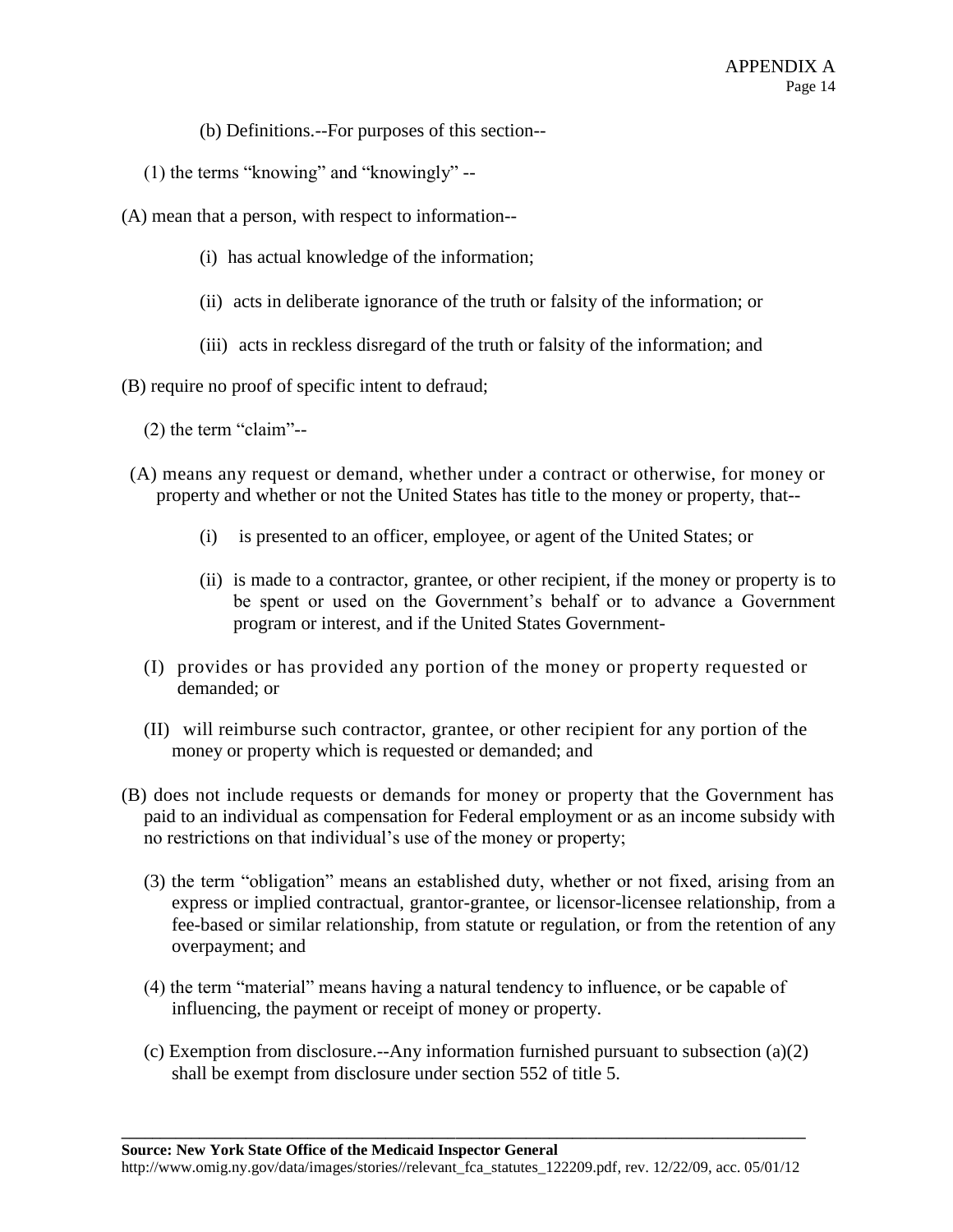(b) Definitions.--For purposes of this section--

(1) the terms "knowing" and "knowingly" --

(A) mean that a person, with respect to information--

(i) has actual knowledge of the information;

(ii) acts in deliberate ignorance of the truth or falsity of the information; or

(iii) acts in reckless disregard of the truth or falsity of the information; and

(B) require no proof of specific intent to defraud;

(2) the term "claim"--

(A) means any request or demand, whether under a contract or otherwise, for money or property and whether or not the United States has title to the money or property, that--

(i) is presented to an officer, employee, or agent of the United States; or

(ii) is made to a contractor, grantee, or other recipient, if the money or property is to be spent or used on the Government's behalf or to advance a Government program or interest, and if the United States Government-

(I) provides or has provided any portion of the money or property requested or demanded; or

(II) will reimburse such contractor, grantee, or other recipient for any portion of the money or property which is requested or demanded; and

(B) does not include requests or demands for money or property that the Government has paid to an individual as compensation for Federal employment or as an income subsidy with no restrictions on that individual's use of the money or property;

(3) the term "obligation" means an established duty, whether or not fixed, arising from an express or implied contractual, grantor-grantee, or licensor-licensee relationship, from a fee-based or similar relationship, from statute or regulation, or from the retention of any overpayment; and

(4) the term "material" means having a natural tendency to influence, or be capable of influencing, the payment or receipt of money or property.

(c) Exemption from disclosure.--Any information furnished pursuant to subsection (a)(2) shall be exempt from disclosure under section 552 of title 5.

**Source: New York State Office of the Medicaid Inspector General**
http://www.omig.ny.gov/data/images/stories//relevant_fca_statutes_122209.pdf, rev. 12/22/09, acc. 05/01/12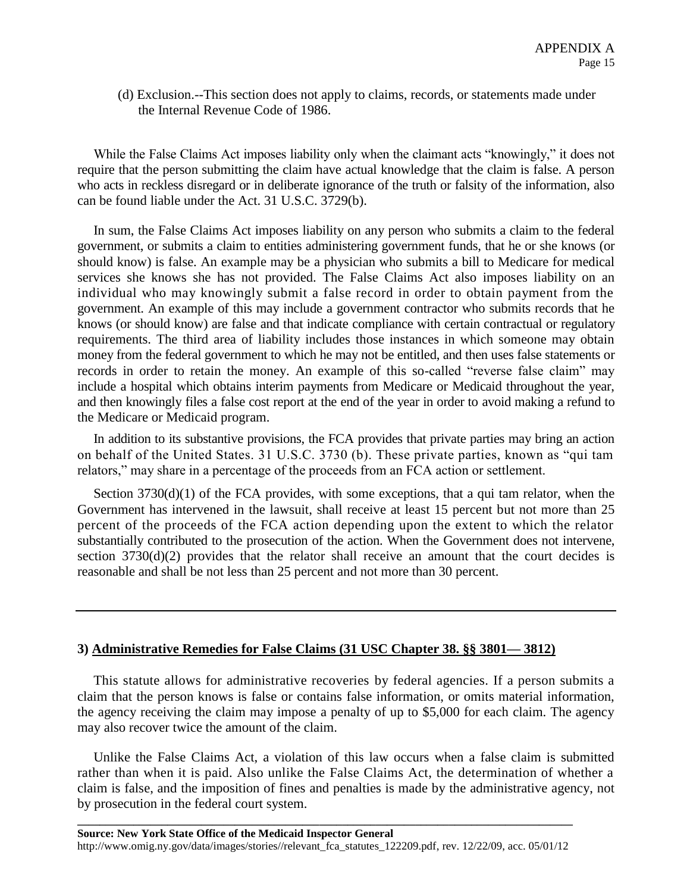(d) Exclusion.--This section does not apply to claims, records, or statements made under the Internal Revenue Code of 1986.

While the False Claims Act imposes liability only when the claimant acts "knowingly," it does not require that the person submitting the claim have actual knowledge that the claim is false. A person who acts in reckless disregard or in deliberate ignorance of the truth or falsity of the information, also can be found liable under the Act. 31 U.S.C. 3729(b).

In sum, the False Claims Act imposes liability on any person who submits a claim to the federal government, or submits a claim to entities administering government funds, that he or she knows (or should know) is false. An example may be a physician who submits a bill to Medicare for medical services she knows she has not provided. The False Claims Act also imposes liability on an individual who may knowingly submit a false record in order to obtain payment from the government. An example of this may include a government contractor who submits records that he knows (or should know) are false and that indicate compliance with certain contractual or regulatory requirements. The third area of liability includes those instances in which someone may obtain money from the federal government to which he may not be entitled, and then uses false statements or records in order to retain the money. An example of this so-called "reverse false claim" may include a hospital which obtains interim payments from Medicare or Medicaid throughout the year, and then knowingly files a false cost report at the end of the year in order to avoid making a refund to the Medicare or Medicaid program.

In addition to its substantive provisions, the FCA provides that private parties may bring an action on behalf of the United States. 31 U.S.C. 3730 (b). These private parties, known as "qui tam relators," may share in a percentage of the proceeds from an FCA action or settlement.

Section 3730(d)(1) of the FCA provides, with some exceptions, that a qui tam relator, when the Government has intervened in the lawsuit, shall receive at least 15 percent but not more than 25 percent of the proceeds of the FCA action depending upon the extent to which the relator substantially contributed to the prosecution of the action. When the Government does not intervene, section 3730(d)(2) provides that the relator shall receive an amount that the court decides is reasonable and shall be not less than 25 percent and not more than 30 percent.

---

### 3) Administrative Remedies for False Claims (31 USC Chapter 38. §§ 3801— 3812)

This statute allows for administrative recoveries by federal agencies. If a person submits a claim that the person knows is false or contains false information, or omits material information, the agency receiving the claim may impose a penalty of up to $5,000 for each claim. The agency may also recover twice the amount of the claim.

Unlike the False Claims Act, a violation of this law occurs when a false claim is submitted rather than when it is paid. Also unlike the False Claims Act, the determination of whether a claim is false, and the imposition of fines and penalties is made by the administrative agency, not by prosecution in the federal court system.

---

**Source: New York State Office of the Medicaid Inspector General**
http://www.omig.ny.gov/data/images/stories//relevant_fca_statutes_122209.pdf, rev. 12/22/09, acc. 05/01/12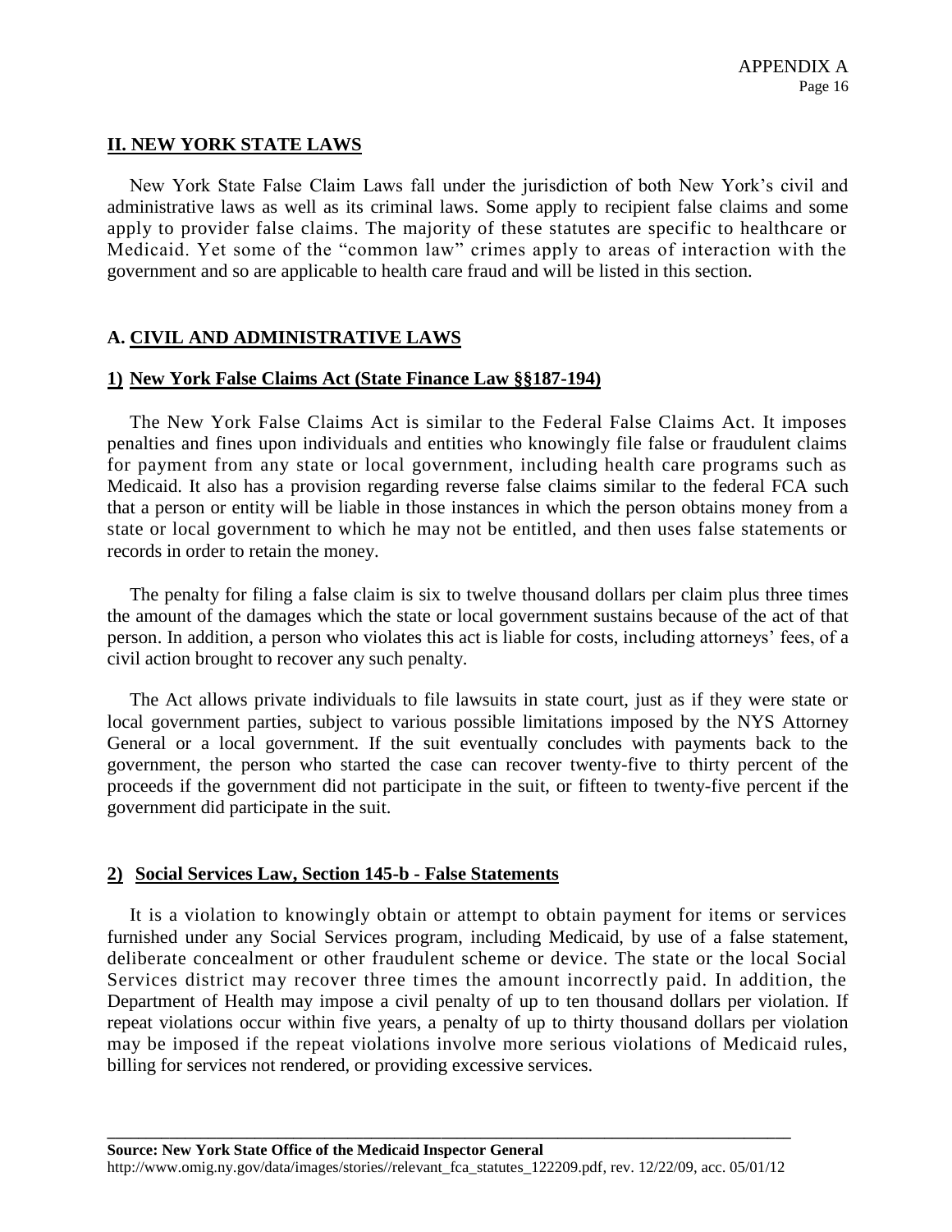## II. NEW YORK STATE LAWS

New York State False Claim Laws fall under the jurisdiction of both New York's civil and administrative laws as well as its criminal laws. Some apply to recipient false claims and some apply to provider false claims. The majority of these statutes are specific to healthcare or Medicaid. Yet some of the "common law" crimes apply to areas of interaction with the government and so are applicable to health care fraud and will be listed in this section.

### A. CIVIL AND ADMINISTRATIVE LAWS

#### 1) New York False Claims Act (State Finance Law §§187-194)

The New York False Claims Act is similar to the Federal False Claims Act. It imposes penalties and fines upon individuals and entities who knowingly file false or fraudulent claims for payment from any state or local government, including health care programs such as Medicaid. It also has a provision regarding reverse false claims similar to the federal FCA such that a person or entity will be liable in those instances in which the person obtains money from a state or local government to which he may not be entitled, and then uses false statements or records in order to retain the money.

The penalty for filing a false claim is six to twelve thousand dollars per claim plus three times the amount of the damages which the state or local government sustains because of the act of that person. In addition, a person who violates this act is liable for costs, including attorneys' fees, of a civil action brought to recover any such penalty.

The Act allows private individuals to file lawsuits in state court, just as if they were state or local government parties, subject to various possible limitations imposed by the NYS Attorney General or a local government. If the suit eventually concludes with payments back to the government, the person who started the case can recover twenty-five to thirty percent of the proceeds if the government did not participate in the suit, or fifteen to twenty-five percent if the government did participate in the suit.

#### 2) Social Services Law, Section 145-b - False Statements

It is a violation to knowingly obtain or attempt to obtain payment for items or services furnished under any Social Services program, including Medicaid, by use of a false statement, deliberate concealment or other fraudulent scheme or device. The state or the local Social Services district may recover three times the amount incorrectly paid. In addition, the Department of Health may impose a civil penalty of up to ten thousand dollars per violation. If repeat violations occur within five years, a penalty of up to thirty thousand dollars per violation may be imposed if the repeat violations involve more serious violations of Medicaid rules, billing for services not rendered, or providing excessive services.

---

**Source: New York State Office of the Medicaid Inspector General**
http://www.omig.ny.gov/data/images/stories//relevant_fca_statutes_122209.pdf, rev. 12/22/09, acc. 05/01/12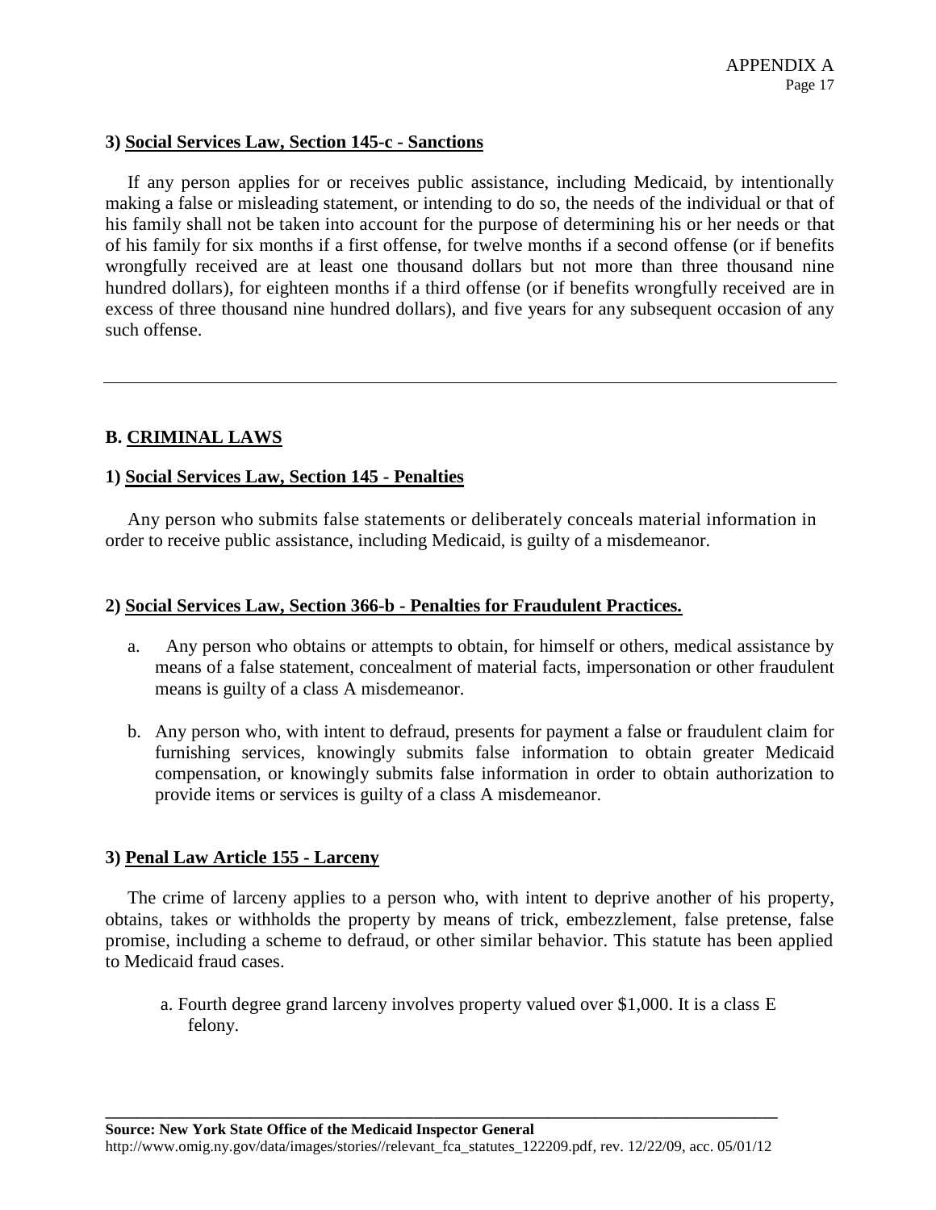### 3) Social Services Law, Section 145-c - Sanctions

If any person applies for or receives public assistance, including Medicaid, by intentionally making a false or misleading statement, or intending to do so, the needs of the individual or that of his family shall not be taken into account for the purpose of determining his or her needs or that of his family for six months if a first offense, for twelve months if a second offense (or if benefits wrongfully received are at least one thousand dollars but not more than three thousand nine hundred dollars), for eighteen months if a third offense (or if benefits wrongfully received are in excess of three thousand nine hundred dollars), and five years for any subsequent occasion of any such offense.

---

## B. CRIMINAL LAWS

### 1) Social Services Law, Section 145 - Penalties

Any person who submits false statements or deliberately conceals material information in order to receive public assistance, including Medicaid, is guilty of a misdemeanor.

### 2) Social Services Law, Section 366-b - Penalties for Fraudulent Practices.

a. Any person who obtains or attempts to obtain, for himself or others, medical assistance by means of a false statement, concealment of material facts, impersonation or other fraudulent means is guilty of a class A misdemeanor.

b. Any person who, with intent to defraud, presents for payment a false or fraudulent claim for furnishing services, knowingly submits false information to obtain greater Medicaid compensation, or knowingly submits false information in order to obtain authorization to provide items or services is guilty of a class A misdemeanor.

### 3) Penal Law Article 155 - Larceny

The crime of larceny applies to a person who, with intent to deprive another of his property, obtains, takes or withholds the property by means of trick, embezzlement, false pretense, false promise, including a scheme to defraud, or other similar behavior. This statute has been applied to Medicaid fraud cases.

a. Fourth degree grand larceny involves property valued over $1,000. It is a class E felony.

**Source: New York State Office of the Medicaid Inspector General**
http://www.omig.ny.gov/data/images/stories//relevant_fca_statutes_122209.pdf, rev. 12/22/09, acc. 05/01/12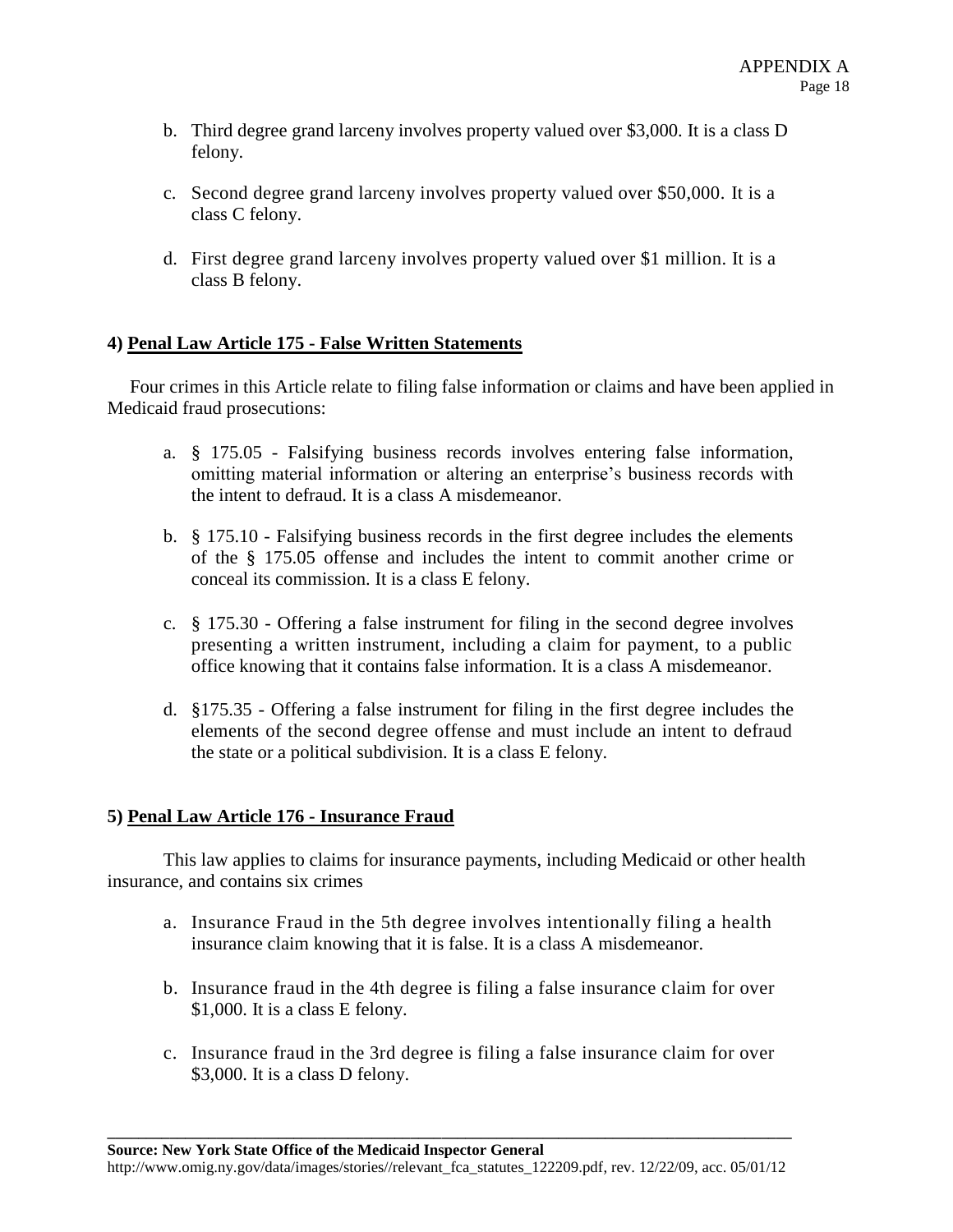b. Third degree grand larceny involves property valued over $3,000. It is a class D felony.

c. Second degree grand larceny involves property valued over $50,000. It is a class C felony.

d. First degree grand larceny involves property valued over $1 million. It is a class B felony.

**4) <u>Penal Law Article 175 - False Written Statements</u>**

Four crimes in this Article relate to filing false information or claims and have been applied in Medicaid fraud prosecutions:

a. § 175.05 - Falsifying business records involves entering false information, omitting material information or altering an enterprise's business records with the intent to defraud. It is a class A misdemeanor.

b. § 175.10 - Falsifying business records in the first degree includes the elements of the § 175.05 offense and includes the intent to commit another crime or conceal its commission. It is a class E felony.

c. § 175.30 - Offering a false instrument for filing in the second degree involves presenting a written instrument, including a claim for payment, to a public office knowing that it contains false information. It is a class A misdemeanor.

d. §175.35 - Offering a false instrument for filing in the first degree includes the elements of the second degree offense and must include an intent to defraud the state or a political subdivision. It is a class E felony.

**5) <u>Penal Law Article 176 - Insurance Fraud</u>**

This law applies to claims for insurance payments, including Medicaid or other health insurance, and contains six crimes

a. Insurance Fraud in the 5th degree involves intentionally filing a health insurance claim knowing that it is false. It is a class A misdemeanor.

b. Insurance fraud in the 4th degree is filing a false insurance claim for over $1,000. It is a class E felony.

c. Insurance fraud in the 3rd degree is filing a false insurance claim for over $3,000. It is a class D felony.

---

**Source: New York State Office of the Medicaid Inspector General**
http://www.omig.ny.gov/data/images/stories//relevant_fca_statutes_122209.pdf, rev. 12/22/09, acc. 05/01/12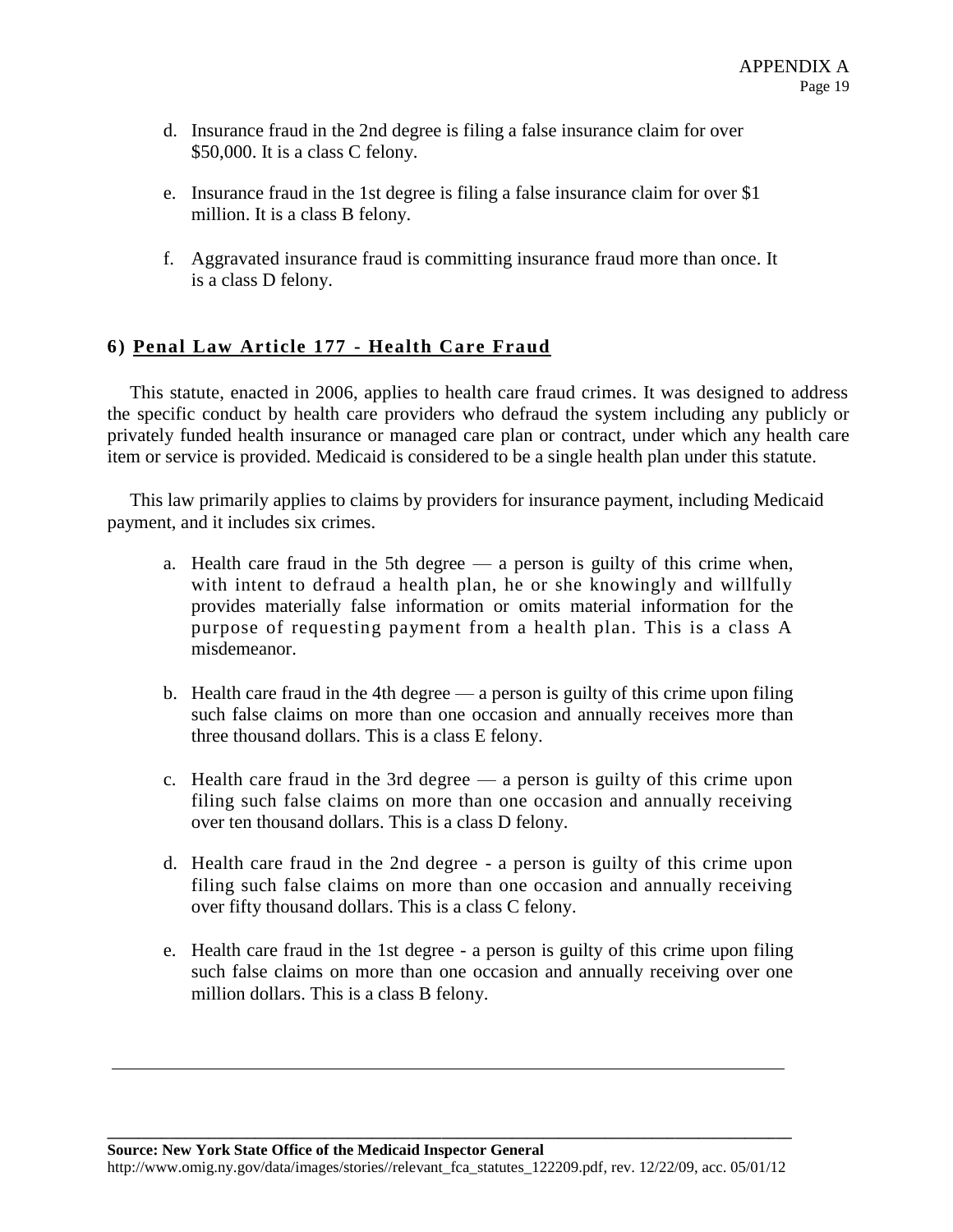d. Insurance fraud in the 2nd degree is filing a false insurance claim for over $50,000. It is a class C felony.

e. Insurance fraud in the 1st degree is filing a false insurance claim for over $1 million. It is a class B felony.

f. Aggravated insurance fraud is committing insurance fraud more than once. It is a class D felony.

### 6) Penal Law Article 177 - Health Care Fraud

This statute, enacted in 2006, applies to health care fraud crimes. It was designed to address the specific conduct by health care providers who defraud the system including any publicly or privately funded health insurance or managed care plan or contract, under which any health care item or service is provided. Medicaid is considered to be a single health plan under this statute.

This law primarily applies to claims by providers for insurance payment, including Medicaid payment, and it includes six crimes.

a. Health care fraud in the 5th degree — a person is guilty of this crime when, with intent to defraud a health plan, he or she knowingly and willfully provides materially false information or omits material information for the purpose of requesting payment from a health plan. This is a class A misdemeanor.

b. Health care fraud in the 4th degree — a person is guilty of this crime upon filing such false claims on more than one occasion and annually receives more than three thousand dollars. This is a class E felony.

c. Health care fraud in the 3rd degree — a person is guilty of this crime upon filing such false claims on more than one occasion and annually receiving over ten thousand dollars. This is a class D felony.

d. Health care fraud in the 2nd degree - a person is guilty of this crime upon filing such false claims on more than one occasion and annually receiving over fifty thousand dollars. This is a class C felony.

e. Health care fraud in the 1st degree - a person is guilty of this crime upon filing such false claims on more than one occasion and annually receiving over one million dollars. This is a class B felony.

---

**Source: New York State Office of the Medicaid Inspector General**
http://www.omig.ny.gov/data/images/stories//relevant_fca_statutes_122209.pdf, rev. 12/22/09, acc. 05/01/12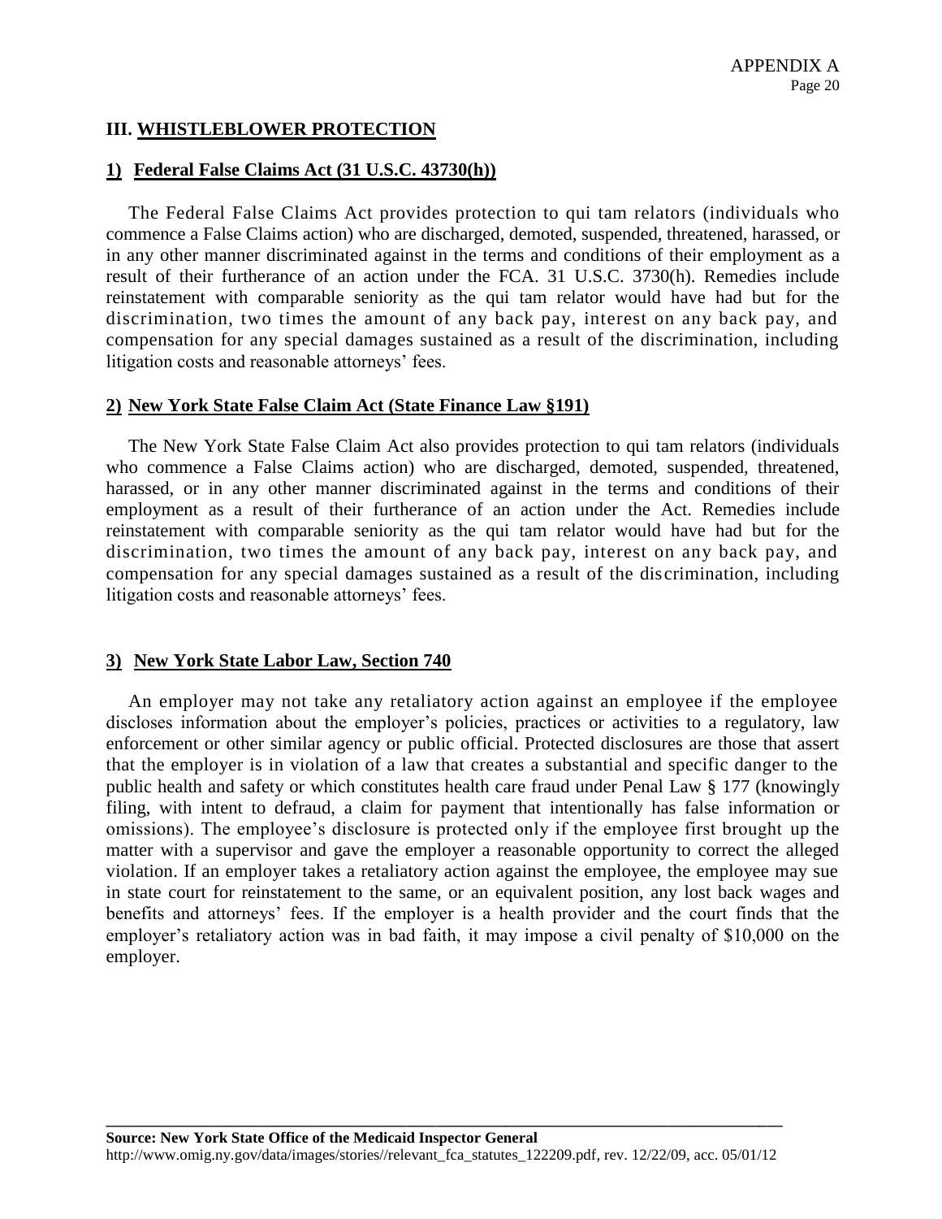## III. WHISTLEBLOWER PROTECTION

### 1) Federal False Claims Act (31 U.S.C. 43730(h))

The Federal False Claims Act provides protection to qui tam relators (individuals who commence a False Claims action) who are discharged, demoted, suspended, threatened, harassed, or in any other manner discriminated against in the terms and conditions of their employment as a result of their furtherance of an action under the FCA. 31 U.S.C. 3730(h). Remedies include reinstatement with comparable seniority as the qui tam relator would have had but for the discrimination, two times the amount of any back pay, interest on any back pay, and compensation for any special damages sustained as a result of the discrimination, including litigation costs and reasonable attorneys' fees.

### 2) New York State False Claim Act (State Finance Law §191)

The New York State False Claim Act also provides protection to qui tam relators (individuals who commence a False Claims action) who are discharged, demoted, suspended, threatened, harassed, or in any other manner discriminated against in the terms and conditions of their employment as a result of their furtherance of an action under the Act. Remedies include reinstatement with comparable seniority as the qui tam relator would have had but for the discrimination, two times the amount of any back pay, interest on any back pay, and compensation for any special damages sustained as a result of the discrimination, including litigation costs and reasonable attorneys' fees.

### 3) New York State Labor Law, Section 740

An employer may not take any retaliatory action against an employee if the employee discloses information about the employer's policies, practices or activities to a regulatory, law enforcement or other similar agency or public official. Protected disclosures are those that assert that the employer is in violation of a law that creates a substantial and specific danger to the public health and safety or which constitutes health care fraud under Penal Law § 177 (knowingly filing, with intent to defraud, a claim for payment that intentionally has false information or omissions). The employee's disclosure is protected only if the employee first brought up the matter with a supervisor and gave the employer a reasonable opportunity to correct the alleged violation. If an employer takes a retaliatory action against the employee, the employee may sue in state court for reinstatement to the same, or an equivalent position, any lost back wages and benefits and attorneys' fees. If the employer is a health provider and the court finds that the employer's retaliatory action was in bad faith, it may impose a civil penalty of $10,000 on the employer.

---

**Source: New York State Office of the Medicaid Inspector General**
http://www.omig.ny.gov/data/images/stories//relevant_fca_statutes_122209.pdf, rev. 12/22/09, acc. 05/01/12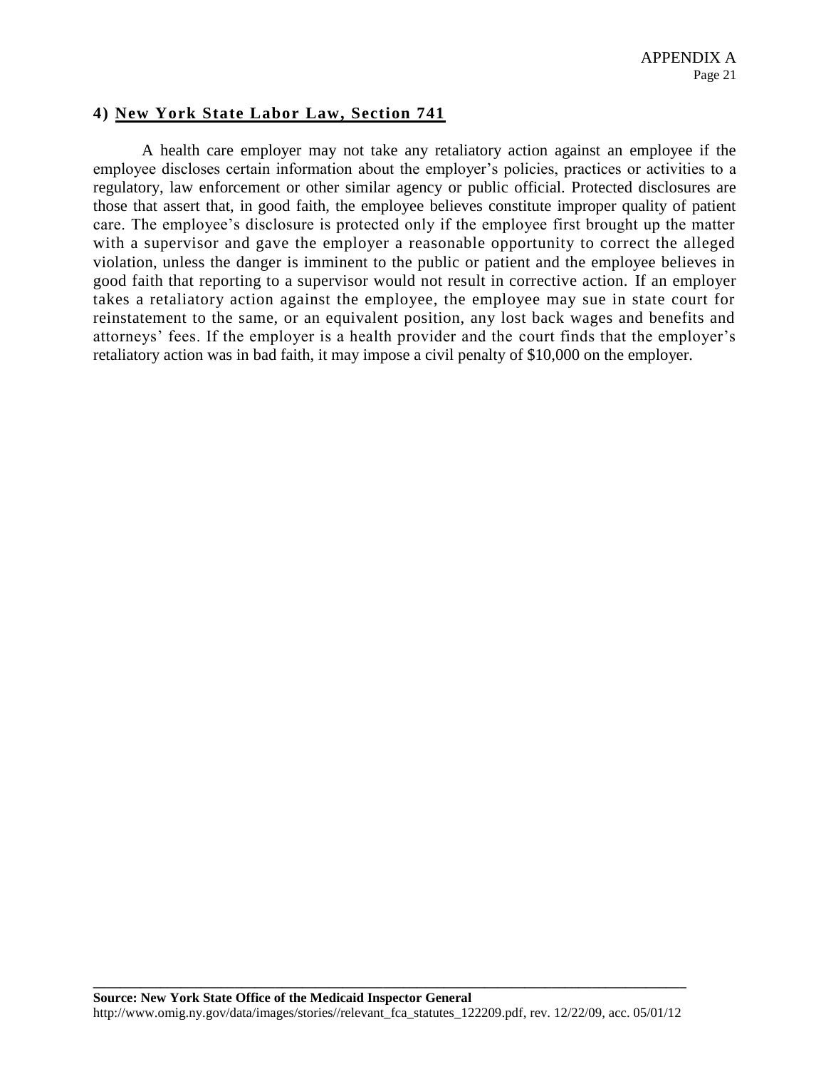#### 4) New York State Labor Law, Section 741

A health care employer may not take any retaliatory action against an employee if the employee discloses certain information about the employer's policies, practices or activities to a regulatory, law enforcement or other similar agency or public official. Protected disclosures are those that assert that, in good faith, the employee believes constitute improper quality of patient care. The employee's disclosure is protected only if the employee first brought up the matter with a supervisor and gave the employer a reasonable opportunity to correct the alleged violation, unless the danger is imminent to the public or patient and the employee believes in good faith that reporting to a supervisor would not result in corrective action. If an employer takes a retaliatory action against the employee, the employee may sue in state court for reinstatement to the same, or an equivalent position, any lost back wages and benefits and attorneys' fees. If the employer is a health provider and the court finds that the employer's retaliatory action was in bad faith, it may impose a civil penalty of $10,000 on the employer.

**Source: New York State Office of the Medicaid Inspector General**
http://www.omig.ny.gov/data/images/stories//relevant_fca_statutes_122209.pdf, rev. 12/22/09, acc. 05/01/12